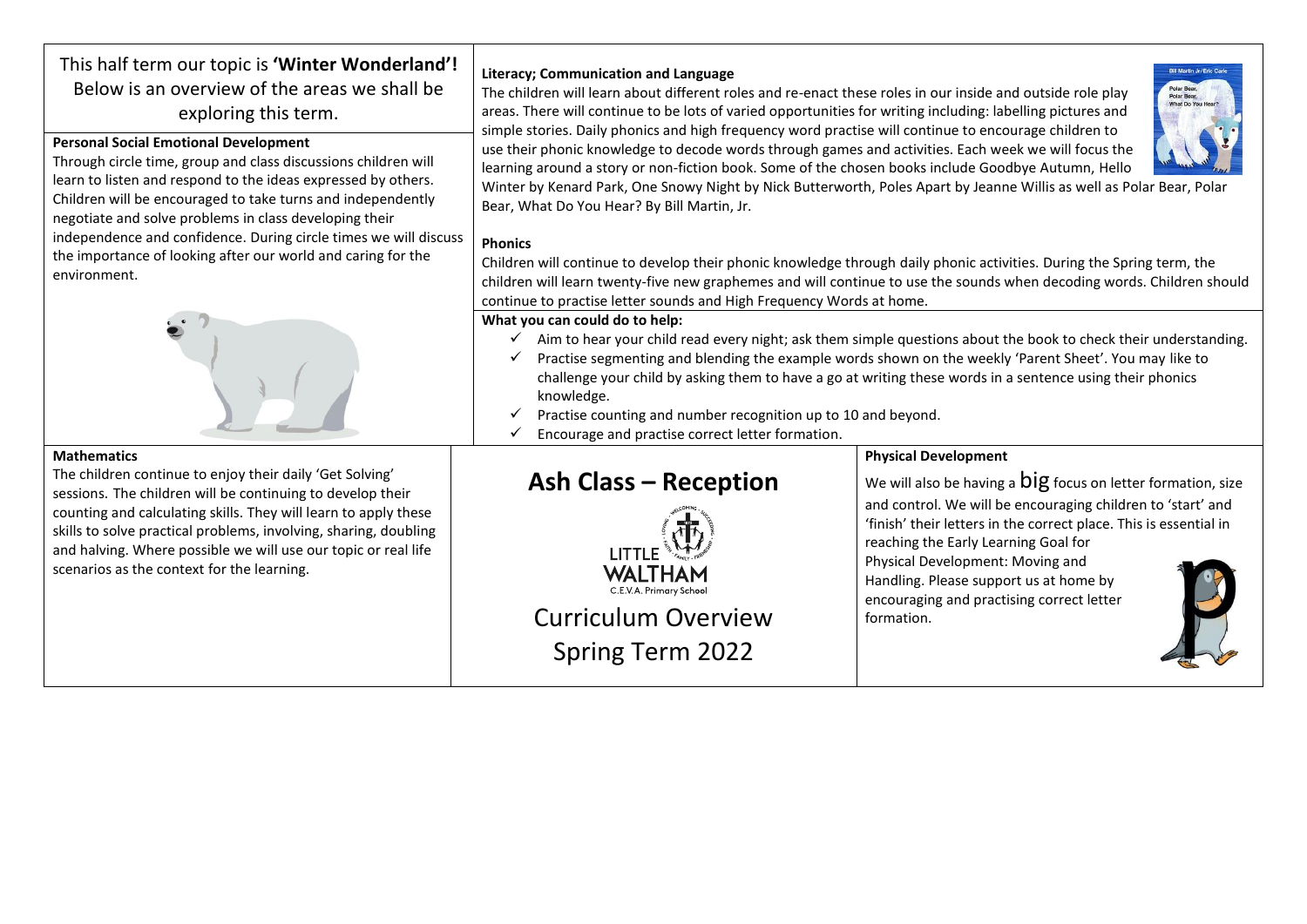This half term our topic is **'Winter Wonderland'!** Below is an overview of the areas we shall be exploring this term.

**Personal Social Emotional Development**

Through circle time, group and class discussions children will learn to listen and respond to the ideas expressed by others. Children will be encouraged to take turns and independently negotiate and solve problems in class developing their independence and confidence. During circle times we will discuss the importance of looking after our world and caring for the environment.

**Literacy; Communication and Language**

The children will learn about different roles and re-enact these roles in our inside and outside role play areas. There will continue to be lots of varied opportunities for writing including: labelling pictures and simple stories. Daily phonics and high frequency word practise will continue to encourage children to use their phonic knowledge to decode words through games and activities. Each week we will focus the learning around a story or non-fiction book. Some of the chosen books include Goodbye Autumn, Hello Winter by Kenard Park, One Snowy Night by Nick Butterworth, Poles Apart by Jeanne Willis as well as Polar Bear, Polar Bear, What Do You Hear? By Bill Martin, Jr.

**Phonics**

Children will continue to develop their phonic knowledge through daily phonic activities. During the Spring term, the children will learn twenty-five new graphemes and will continue to use the sounds when decoding words. Children should continue to practise letter sounds and High Frequency Words at home.

**What you can could do to help:**

- ✓ Aim to hear your child read every night; ask them simple questions about the book to check their understanding.
- ✓ Practise segmenting and blending the example words shown on the weekly 'Parent Sheet'. You may like to challenge your child by asking them to have a go at writing these words in a sentence using their phonics knowledge.
- ✓ Practise counting and number recognition up to 10 and beyond.
- ✓ Encourage and practise correct letter formation.

**Mathematics**

The children continue to enjoy their daily 'Get Solving' sessions. The children will be continuing to develop their counting and calculating skills. They will learn to apply these skills to solve practical problems, involving, sharing, doubling and halving. Where possible we will use our topic or real life scenarios as the context for the learning.

# Ash Class – Reception

LITTLE WALTHAM C.E.V.A. Primary School

## Curriculum Overview

## Spring Term 2022

**Physical Development**

We will also be having a big focus on letter formation, size and control. We will be encouraging children to 'start' and 'finish' their letters in the correct place. This is essential in reaching the Early Learning Goal for Physical Development: Moving and Handling. Please support us at home by encouraging and practising correct letter formation.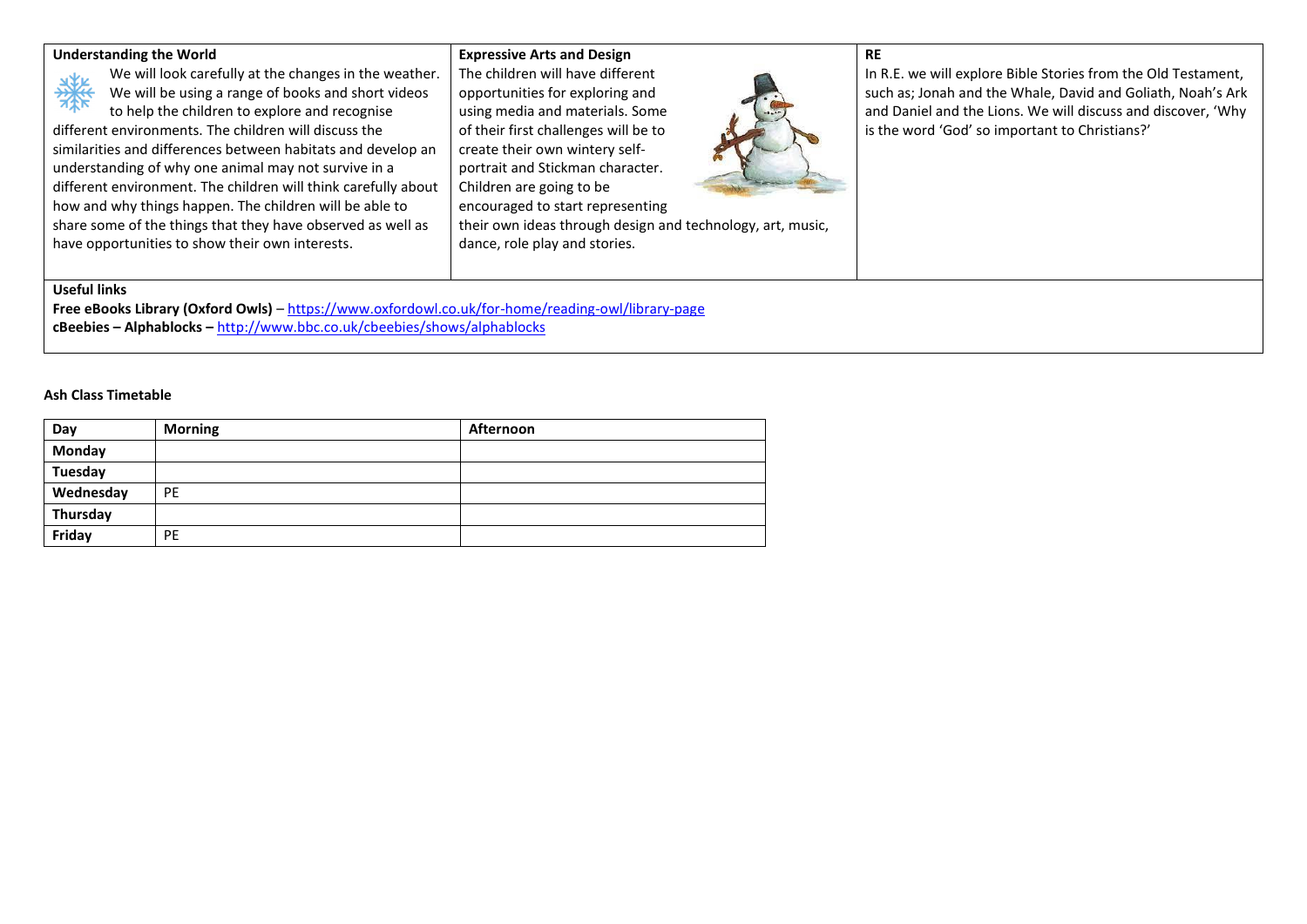### Understanding the World

We will look carefully at the changes in the weather. We will be using a range of books and short videos to help the children to explore and recognise different environments. The children will discuss the similarities and differences between habitats and develop an understanding of why one animal may not survive in a different environment. The children will think carefully about how and why things happen. The children will be able to share some of the things that they have observed as well as have opportunities to show their own interests.

### Expressive Arts and Design

The children will have different opportunities for exploring and using media and materials. Some of their first challenges will be to create their own wintery self-portrait and Stickman character. Children are going to be encouraged to start representing their own ideas through design and technology, art, music, dance, role play and stories.

### RE

In R.E. we will explore Bible Stories from the Old Testament, such as; Jonah and the Whale, David and Goliath, Noah's Ark and Daniel and the Lions. We will discuss and discover, 'Why is the word 'God' so important to Christians?'

### Useful links

**Free eBooks Library (Oxford Owls)** – https://www.oxfordowl.co.uk/for-home/reading-owl/library-page

**cBeebies – Alphablocks –** http://www.bbc.co.uk/cbeebies/shows/alphablocks

**Ash Class Timetable**

| Day | Morning | Afternoon |
|---|---|---|
| **Monday** | | |
| **Tuesday** | | |
| **Wednesday** | PE | |
| **Thursday** | | |
| **Friday** | PE | |